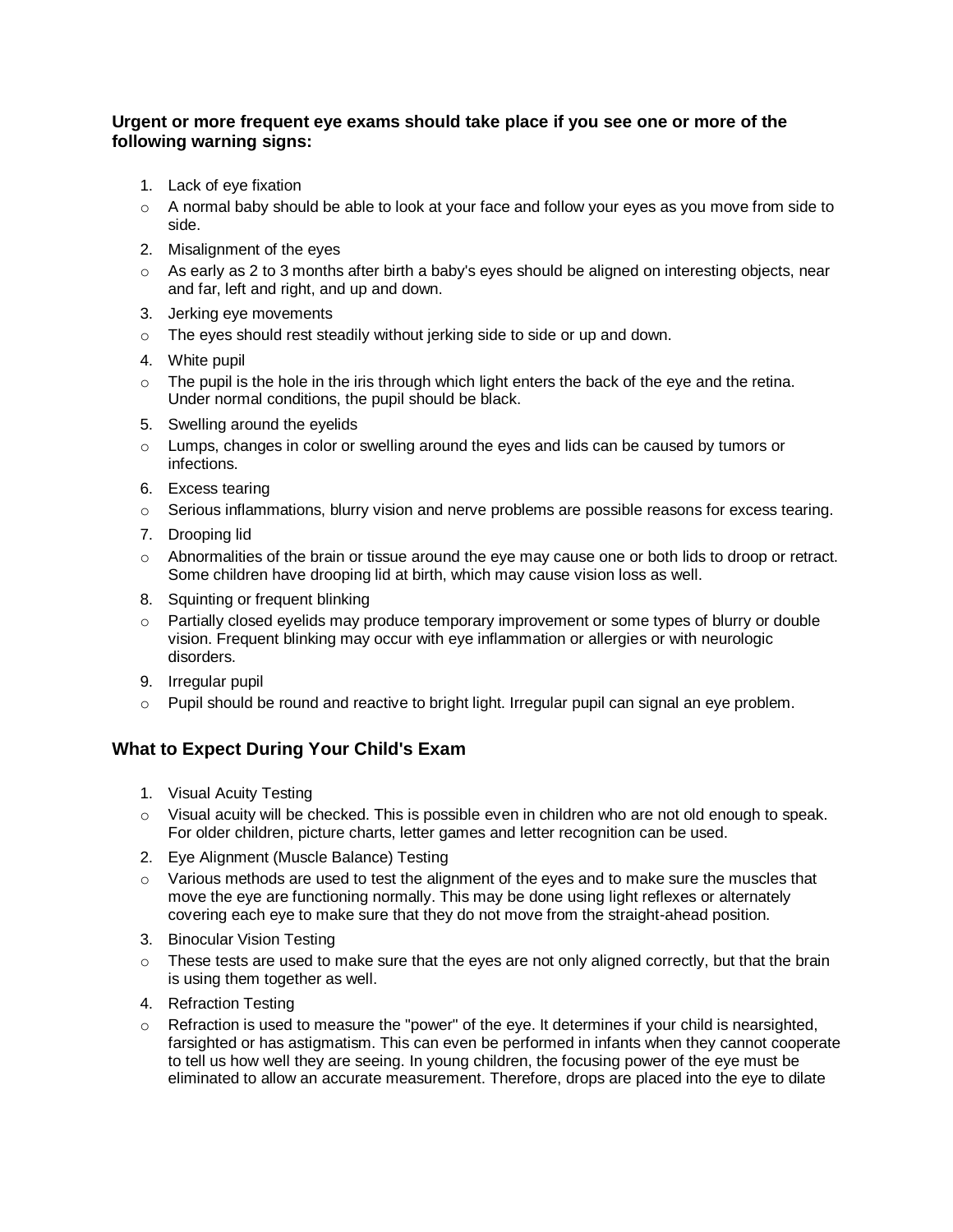**Urgent or more frequent eye exams should take place if you see one or more of the following warning signs:**

1. Lack of eye fixation
   - A normal baby should be able to look at your face and follow your eyes as you move from side to side.
2. Misalignment of the eyes
   - As early as 2 to 3 months after birth a baby's eyes should be aligned on interesting objects, near and far, left and right, and up and down.
3. Jerking eye movements
   - The eyes should rest steadily without jerking side to side or up and down.
4. White pupil
   - The pupil is the hole in the iris through which light enters the back of the eye and the retina. Under normal conditions, the pupil should be black.
5. Swelling around the eyelids
   - Lumps, changes in color or swelling around the eyes and lids can be caused by tumors or infections.
6. Excess tearing
   - Serious inflammations, blurry vision and nerve problems are possible reasons for excess tearing.
7. Drooping lid
   - Abnormalities of the brain or tissue around the eye may cause one or both lids to droop or retract. Some children have drooping lid at birth, which may cause vision loss as well.
8. Squinting or frequent blinking
   - Partially closed eyelids may produce temporary improvement or some types of blurry or double vision. Frequent blinking may occur with eye inflammation or allergies or with neurologic disorders.
9. Irregular pupil
   - Pupil should be round and reactive to bright light. Irregular pupil can signal an eye problem.

## What to Expect During Your Child's Exam

1. Visual Acuity Testing
   - Visual acuity will be checked. This is possible even in children who are not old enough to speak. For older children, picture charts, letter games and letter recognition can be used.
2. Eye Alignment (Muscle Balance) Testing
   - Various methods are used to test the alignment of the eyes and to make sure the muscles that move the eye are functioning normally. This may be done using light reflexes or alternately covering each eye to make sure that they do not move from the straight-ahead position.
3. Binocular Vision Testing
   - These tests are used to make sure that the eyes are not only aligned correctly, but that the brain is using them together as well.
4. Refraction Testing
   - Refraction is used to measure the "power" of the eye. It determines if your child is nearsighted, farsighted or has astigmatism. This can even be performed in infants when they cannot cooperate to tell us how well they are seeing. In young children, the focusing power of the eye must be eliminated to allow an accurate measurement. Therefore, drops are placed into the eye to dilate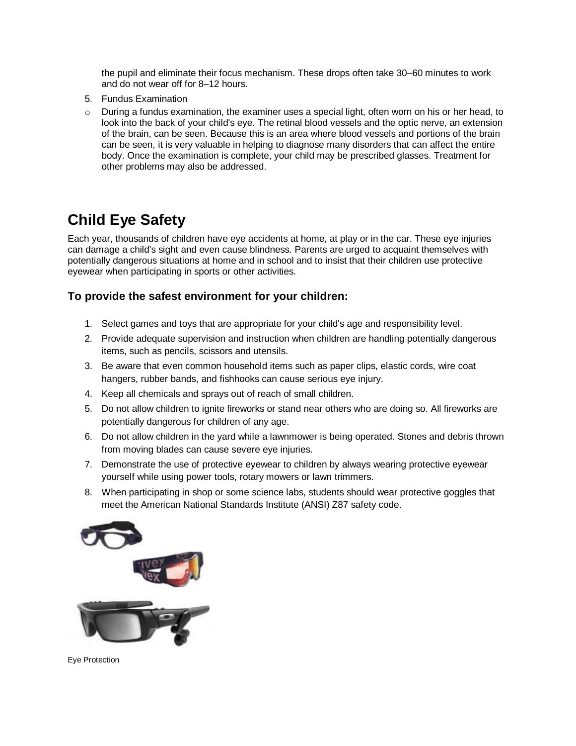the pupil and eliminate their focus mechanism. These drops often take 30–60 minutes to work and do not wear off for 8–12 hours.

5. Fundus Examination

- During a fundus examination, the examiner uses a special light, often worn on his or her head, to look into the back of your child's eye. The retinal blood vessels and the optic nerve, an extension of the brain, can be seen. Because this is an area where blood vessels and portions of the brain can be seen, it is very valuable in helping to diagnose many disorders that can affect the entire body. Once the examination is complete, your child may be prescribed glasses. Treatment for other problems may also be addressed.

# Child Eye Safety

Each year, thousands of children have eye accidents at home, at play or in the car. These eye injuries can damage a child's sight and even cause blindness. Parents are urged to acquaint themselves with potentially dangerous situations at home and in school and to insist that their children use protective eyewear when participating in sports or other activities.

## To provide the safest environment for your children:

1. Select games and toys that are appropriate for your child's age and responsibility level.
2. Provide adequate supervision and instruction when children are handling potentially dangerous items, such as pencils, scissors and utensils.
3. Be aware that even common household items such as paper clips, elastic cords, wire coat hangers, rubber bands, and fishhooks can cause serious eye injury.
4. Keep all chemicals and sprays out of reach of small children.
5. Do not allow children to ignite fireworks or stand near others who are doing so. All fireworks are potentially dangerous for children of any age.
6. Do not allow children in the yard while a lawnmower is being operated. Stones and debris thrown from moving blades can cause severe eye injuries.
7. Demonstrate the use of protective eyewear to children by always wearing protective eyewear yourself while using power tools, rotary mowers or lawn trimmers.
8. When participating in shop or some science labs, students should wear protective goggles that meet the American National Standards Institute (ANSI) Z87 safety code.

Eye Protection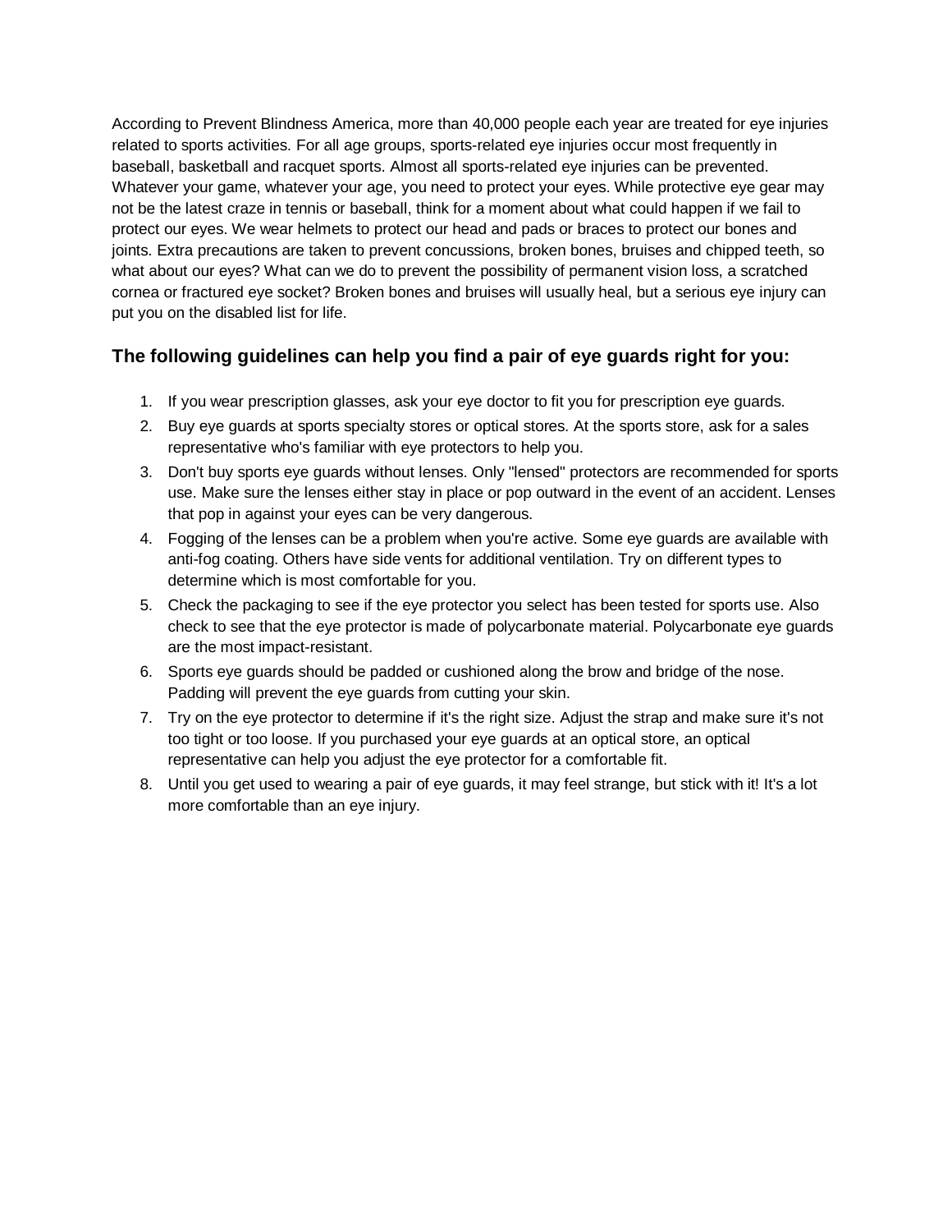According to Prevent Blindness America, more than 40,000 people each year are treated for eye injuries related to sports activities. For all age groups, sports-related eye injuries occur most frequently in baseball, basketball and racquet sports. Almost all sports-related eye injuries can be prevented. Whatever your game, whatever your age, you need to protect your eyes. While protective eye gear may not be the latest craze in tennis or baseball, think for a moment about what could happen if we fail to protect our eyes. We wear helmets to protect our head and pads or braces to protect our bones and joints. Extra precautions are taken to prevent concussions, broken bones, bruises and chipped teeth, so what about our eyes? What can we do to prevent the possibility of permanent vision loss, a scratched cornea or fractured eye socket? Broken bones and bruises will usually heal, but a serious eye injury can put you on the disabled list for life.

### The following guidelines can help you find a pair of eye guards right for you:

1. If you wear prescription glasses, ask your eye doctor to fit you for prescription eye guards.
2. Buy eye guards at sports specialty stores or optical stores. At the sports store, ask for a sales representative who's familiar with eye protectors to help you.
3. Don't buy sports eye guards without lenses. Only "lensed" protectors are recommended for sports use. Make sure the lenses either stay in place or pop outward in the event of an accident. Lenses that pop in against your eyes can be very dangerous.
4. Fogging of the lenses can be a problem when you're active. Some eye guards are available with anti-fog coating. Others have side vents for additional ventilation. Try on different types to determine which is most comfortable for you.
5. Check the packaging to see if the eye protector you select has been tested for sports use. Also check to see that the eye protector is made of polycarbonate material. Polycarbonate eye guards are the most impact-resistant.
6. Sports eye guards should be padded or cushioned along the brow and bridge of the nose. Padding will prevent the eye guards from cutting your skin.
7. Try on the eye protector to determine if it's the right size. Adjust the strap and make sure it's not too tight or too loose. If you purchased your eye guards at an optical store, an optical representative can help you adjust the eye protector for a comfortable fit.
8. Until you get used to wearing a pair of eye guards, it may feel strange, but stick with it! It's a lot more comfortable than an eye injury.